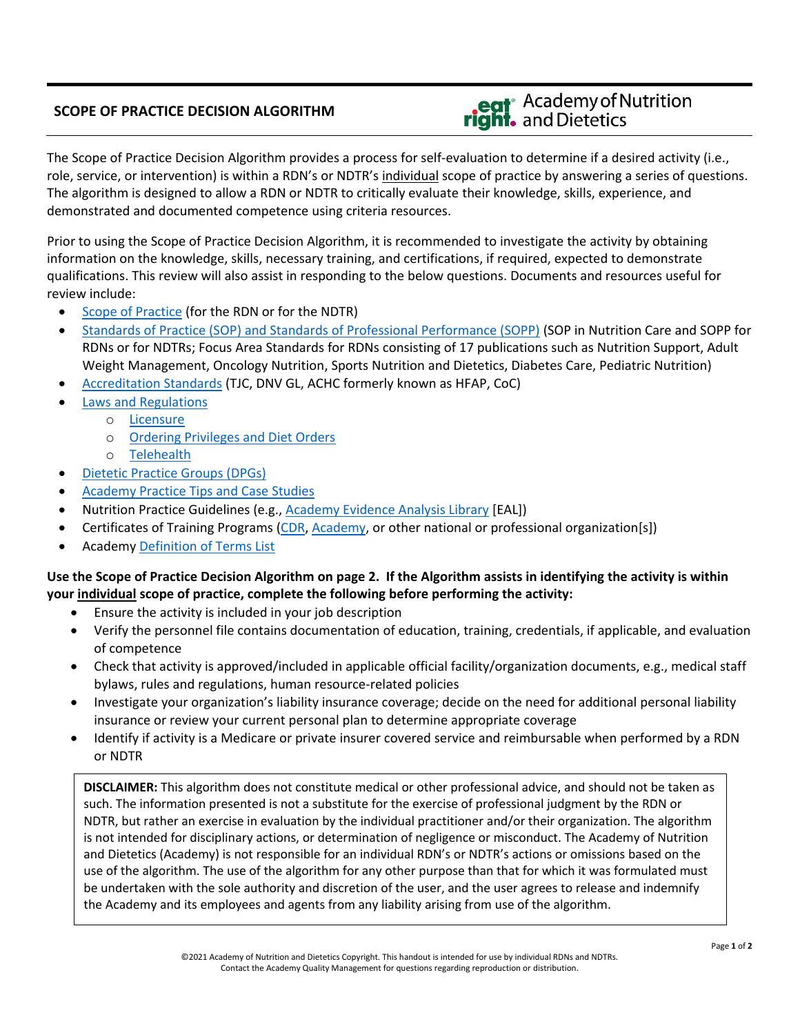# SCOPE OF PRACTICE DECISION ALGORITHM

Academy of Nutrition and Dietetics

The Scope of Practice Decision Algorithm provides a process for self-evaluation to determine if a desired activity (i.e., role, service, or intervention) is within a RDN's or NDTR's individual scope of practice by answering a series of questions. The algorithm is designed to allow a RDN or NDTR to critically evaluate their knowledge, skills, experience, and demonstrated and documented competence using criteria resources.

Prior to using the Scope of Practice Decision Algorithm, it is recommended to investigate the activity by obtaining information on the knowledge, skills, necessary training, and certifications, if required, expected to demonstrate qualifications. This review will also assist in responding to the below questions. Documents and resources useful for review include:

- Scope of Practice (for the RDN or for the NDTR)
- Standards of Practice (SOP) and Standards of Professional Performance (SOPP) (SOP in Nutrition Care and SOPP for RDNs or for NDTRs; Focus Area Standards for RDNs consisting of 17 publications such as Nutrition Support, Adult Weight Management, Oncology Nutrition, Sports Nutrition and Dietetics, Diabetes Care, Pediatric Nutrition)
- Accreditation Standards (TJC, DNV GL, ACHC formerly known as HFAP, CoC)
- Laws and Regulations
  - Licensure
  - Ordering Privileges and Diet Orders
  - Telehealth
- Dietetic Practice Groups (DPGs)
- Academy Practice Tips and Case Studies
- Nutrition Practice Guidelines (e.g., Academy Evidence Analysis Library [EAL])
- Certificates of Training Programs (CDR, Academy, or other national or professional organization[s])
- Academy Definition of Terms List

**Use the Scope of Practice Decision Algorithm on page 2. If the Algorithm assists in identifying the activity is within your individual scope of practice, complete the following before performing the activity:**

- Ensure the activity is included in your job description
- Verify the personnel file contains documentation of education, training, credentials, if applicable, and evaluation of competence
- Check that activity is approved/included in applicable official facility/organization documents, e.g., medical staff bylaws, rules and regulations, human resource-related policies
- Investigate your organization's liability insurance coverage; decide on the need for additional personal liability insurance or review your current personal plan to determine appropriate coverage
- Identify if activity is a Medicare or private insurer covered service and reimbursable when performed by a RDN or NDTR

**DISCLAIMER:** This algorithm does not constitute medical or other professional advice, and should not be taken as such. The information presented is not a substitute for the exercise of professional judgment by the RDN or NDTR, but rather an exercise in evaluation by the individual practitioner and/or their organization. The algorithm is not intended for disciplinary actions, or determination of negligence or misconduct. The Academy of Nutrition and Dietetics (Academy) is not responsible for an individual RDN's or NDTR's actions or omissions based on the use of the algorithm. The use of the algorithm for any other purpose than that for which it was formulated must be undertaken with the sole authority and discretion of the user, and the user agrees to release and indemnify the Academy and its employees and agents from any liability arising from use of the algorithm.

©2021 Academy of Nutrition and Dietetics Copyright. This handout is intended for use by individual RDNs and NDTRs. Contact the Academy Quality Management for questions regarding reproduction or distribution.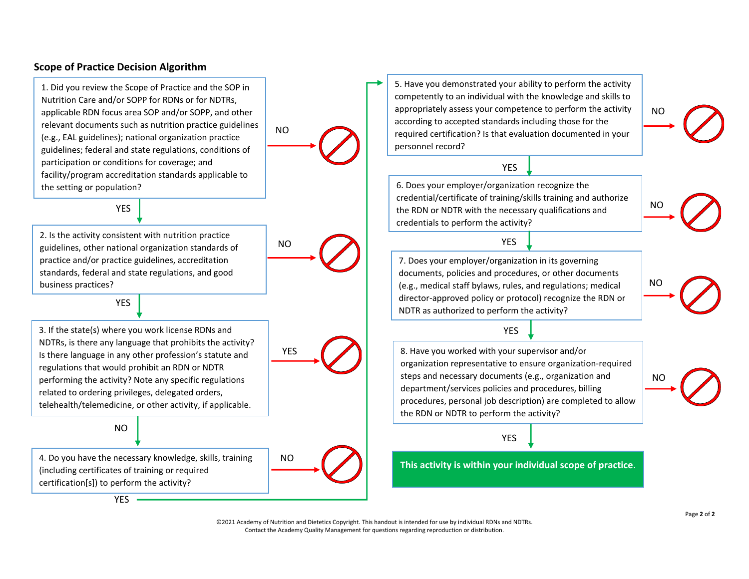## Scope of Practice Decision Algorithm

1. Did you review the Scope of Practice and the SOP in Nutrition Care and/or SOPP for RDNs or for NDTRs, applicable RDN focus area SOP and/or SOPP, and other relevant documents such as nutrition practice guidelines (e.g., EAL guidelines); national organization practice guidelines; federal and state regulations, conditions of participation or conditions for coverage; and facility/program accreditation standards applicable to the setting or population?

NO → ⃠

YES ↓

2. Is the activity consistent with nutrition practice guidelines, other national organization standards of practice and/or practice guidelines, accreditation standards, federal and state regulations, and good business practices?

NO → ⃠

YES ↓

3. If the state(s) where you work license RDNs and NDTRs, is there any language that prohibits the activity? Is there language in any other profession's statute and regulations that would prohibit an RDN or NDTR performing the activity? Note any specific regulations related to ordering privileges, delegated orders, telehealth/telemedicine, or other activity, if applicable.

YES → ⃠

NO ↓

4. Do you have the necessary knowledge, skills, training (including certificates of training or required certification[s]) to perform the activity?

NO → ⃠

YES → (go to 5)

5. Have you demonstrated your ability to perform the activity competently to an individual with the knowledge and skills to appropriately assess your competence to perform the activity according to accepted standards including those for the required certification? Is that evaluation documented in your personnel record?

NO → ⃠

YES ↓

6. Does your employer/organization recognize the credential/certificate of training/skills training and authorize the RDN or NDTR with the necessary qualifications and credentials to perform the activity?

NO → ⃠

YES ↓

7. Does your employer/organization in its governing documents, policies and procedures, or other documents (e.g., medical staff bylaws, rules, and regulations; medical director-approved policy or protocol) recognize the RDN or NDTR as authorized to perform the activity?

NO → ⃠

YES ↓

8. Have you worked with your supervisor and/or organization representative to ensure organization-required steps and necessary documents (e.g., organization and department/services policies and procedures, billing procedures, personal job description) are completed to allow the RDN or NDTR to perform the activity?

NO → ⃠

YES ↓

**This activity is within your individual scope of practice.**

©2021 Academy of Nutrition and Dietetics Copyright. This handout is intended for use by individual RDNs and NDTRs.
Contact the Academy Quality Management for questions regarding reproduction or distribution.